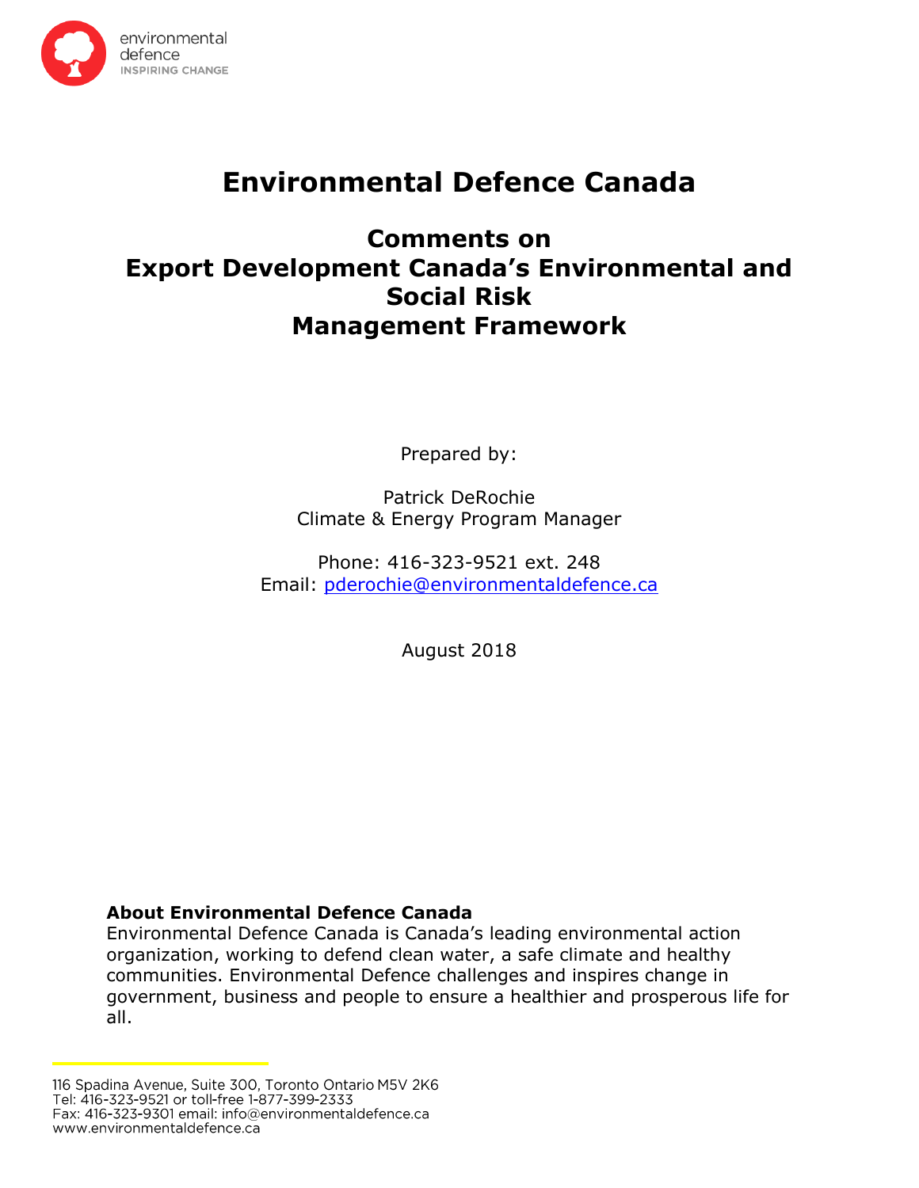environmental defence
INSPIRING CHANGE

# Environmental Defence Canada

## Comments on Export Development Canada's Environmental and Social Risk Management Framework

Prepared by:

Patrick DeRochie
Climate & Energy Program Manager

Phone: 416-323-9521 ext. 248
Email: pderochie@environmentaldefence.ca

August 2018

**About Environmental Defence Canada**
Environmental Defence Canada is Canada's leading environmental action organization, working to defend clean water, a safe climate and healthy communities. Environmental Defence challenges and inspires change in government, business and people to ensure a healthier and prosperous life for all.

116 Spadina Avenue, Suite 300, Toronto Ontario M5V 2K6
Tel: 416-323-9521 or toll-free 1-877-399-2333
Fax: 416-323-9301 email: info@environmentaldefence.ca
www.environmentaldefence.ca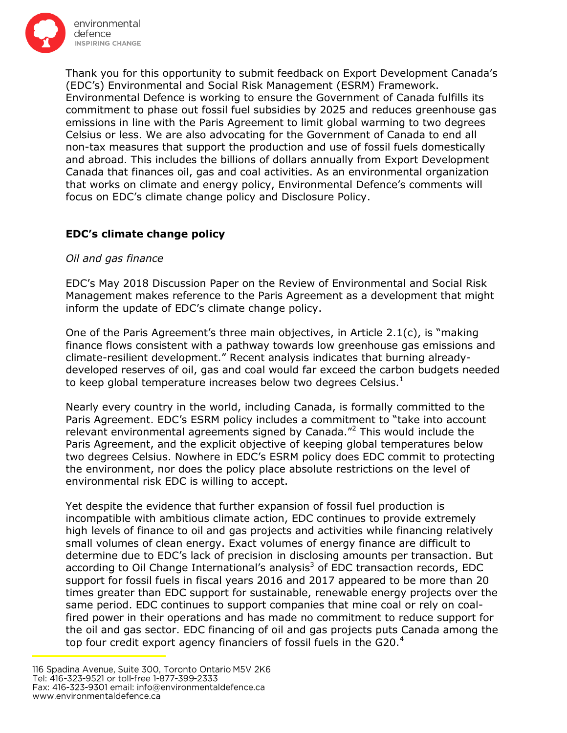Thank you for this opportunity to submit feedback on Export Development Canada's (EDC's) Environmental and Social Risk Management (ESRM) Framework. Environmental Defence is working to ensure the Government of Canada fulfills its commitment to phase out fossil fuel subsidies by 2025 and reduces greenhouse gas emissions in line with the Paris Agreement to limit global warming to two degrees Celsius or less. We are also advocating for the Government of Canada to end all non-tax measures that support the production and use of fossil fuels domestically and abroad. This includes the billions of dollars annually from Export Development Canada that finances oil, gas and coal activities. As an environmental organization that works on climate and energy policy, Environmental Defence's comments will focus on EDC's climate change policy and Disclosure Policy.

## EDC's climate change policy

*Oil and gas finance*

EDC's May 2018 Discussion Paper on the Review of Environmental and Social Risk Management makes reference to the Paris Agreement as a development that might inform the update of EDC's climate change policy.

One of the Paris Agreement's three main objectives, in Article 2.1(c), is "making finance flows consistent with a pathway towards low greenhouse gas emissions and climate-resilient development." Recent analysis indicates that burning already-developed reserves of oil, gas and coal would far exceed the carbon budgets needed to keep global temperature increases below two degrees Celsius.[1]

Nearly every country in the world, including Canada, is formally committed to the Paris Agreement. EDC's ESRM policy includes a commitment to "take into account relevant environmental agreements signed by Canada."[2] This would include the Paris Agreement, and the explicit objective of keeping global temperatures below two degrees Celsius. Nowhere in EDC's ESRM policy does EDC commit to protecting the environment, nor does the policy place absolute restrictions on the level of environmental risk EDC is willing to accept.

Yet despite the evidence that further expansion of fossil fuel production is incompatible with ambitious climate action, EDC continues to provide extremely high levels of finance to oil and gas projects and activities while financing relatively small volumes of clean energy. Exact volumes of energy finance are difficult to determine due to EDC's lack of precision in disclosing amounts per transaction. But according to Oil Change International's analysis[3] of EDC transaction records, EDC support for fossil fuels in fiscal years 2016 and 2017 appeared to be more than 20 times greater than EDC support for sustainable, renewable energy projects over the same period. EDC continues to support companies that mine coal or rely on coal-fired power in their operations and has made no commitment to reduce support for the oil and gas sector. EDC financing of oil and gas projects puts Canada among the top four credit export agency financiers of fossil fuels in the G20.[4]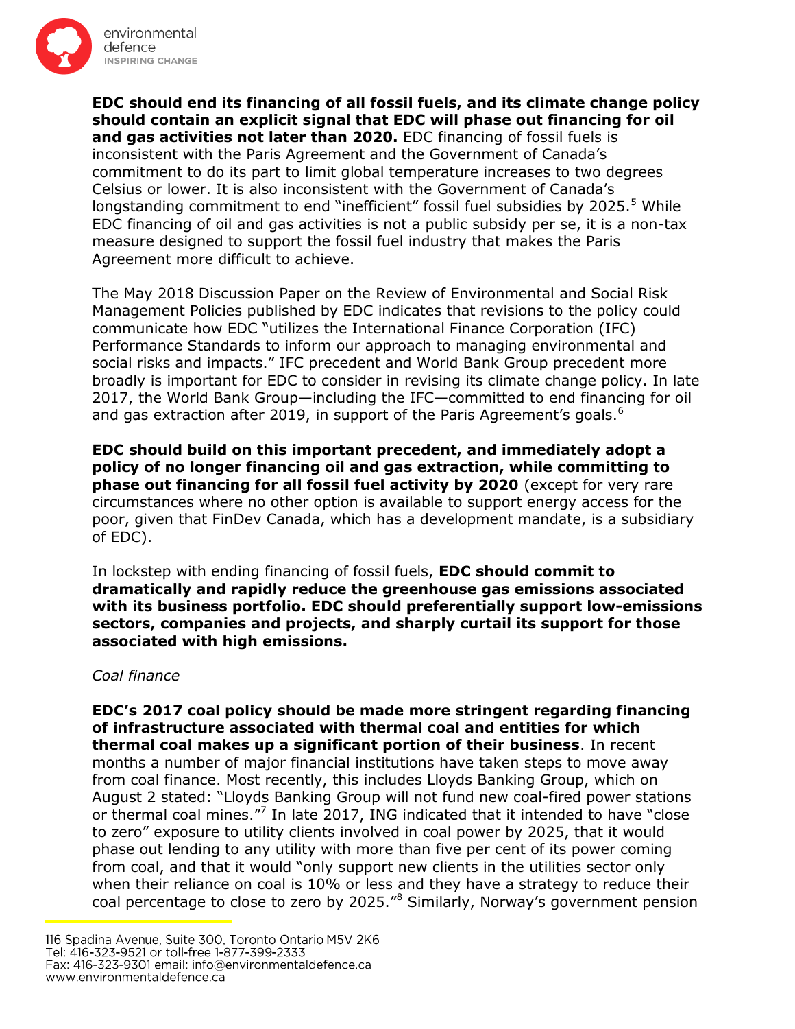**EDC should end its financing of all fossil fuels, and its climate change policy should contain an explicit signal that EDC will phase out financing for oil and gas activities not later than 2020.** EDC financing of fossil fuels is inconsistent with the Paris Agreement and the Government of Canada's commitment to do its part to limit global temperature increases to two degrees Celsius or lower. It is also inconsistent with the Government of Canada's longstanding commitment to end "inefficient" fossil fuel subsidies by 2025.[5] While EDC financing of oil and gas activities is not a public subsidy per se, it is a non-tax measure designed to support the fossil fuel industry that makes the Paris Agreement more difficult to achieve.

The May 2018 Discussion Paper on the Review of Environmental and Social Risk Management Policies published by EDC indicates that revisions to the policy could communicate how EDC "utilizes the International Finance Corporation (IFC) Performance Standards to inform our approach to managing environmental and social risks and impacts." IFC precedent and World Bank Group precedent more broadly is important for EDC to consider in revising its climate change policy. In late 2017, the World Bank Group—including the IFC—committed to end financing for oil and gas extraction after 2019, in support of the Paris Agreement's goals.[6]

**EDC should build on this important precedent, and immediately adopt a policy of no longer financing oil and gas extraction, while committing to phase out financing for all fossil fuel activity by 2020** (except for very rare circumstances where no other option is available to support energy access for the poor, given that FinDev Canada, which has a development mandate, is a subsidiary of EDC).

In lockstep with ending financing of fossil fuels, **EDC should commit to dramatically and rapidly reduce the greenhouse gas emissions associated with its business portfolio. EDC should preferentially support low-emissions sectors, companies and projects, and sharply curtail its support for those associated with high emissions.**

*Coal finance*

**EDC's 2017 coal policy should be made more stringent regarding financing of infrastructure associated with thermal coal and entities for which thermal coal makes up a significant portion of their business**. In recent months a number of major financial institutions have taken steps to move away from coal finance. Most recently, this includes Lloyds Banking Group, which on August 2 stated: "Lloyds Banking Group will not fund new coal-fired power stations or thermal coal mines."[7] In late 2017, ING indicated that it intended to have "close to zero" exposure to utility clients involved in coal power by 2025, that it would phase out lending to any utility with more than five per cent of its power coming from coal, and that it would "only support new clients in the utilities sector only when their reliance on coal is 10% or less and they have a strategy to reduce their coal percentage to close to zero by 2025."[8] Similarly, Norway's government pension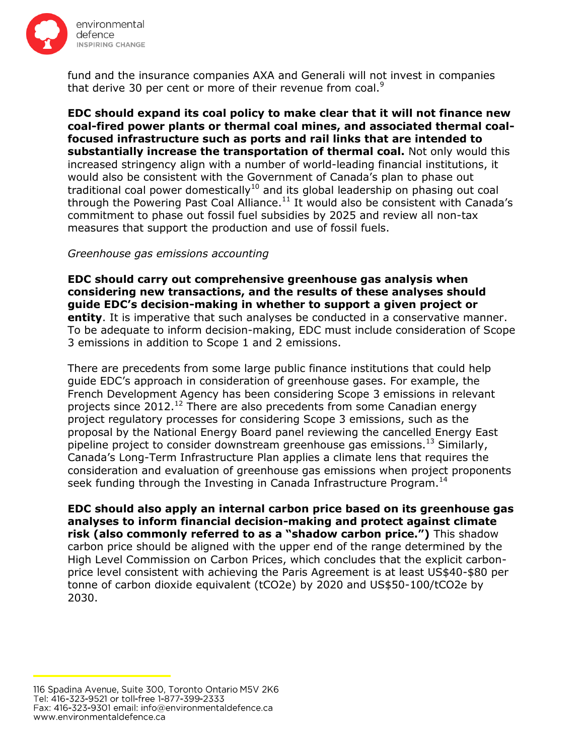fund and the insurance companies AXA and Generali will not invest in companies that derive 30 per cent or more of their revenue from coal.[9]

**EDC should expand its coal policy to make clear that it will not finance new coal-fired power plants or thermal coal mines, and associated thermal coal-focused infrastructure such as ports and rail links that are intended to substantially increase the transportation of thermal coal.** Not only would this increased stringency align with a number of world-leading financial institutions, it would also be consistent with the Government of Canada's plan to phase out traditional coal power domestically[10] and its global leadership on phasing out coal through the Powering Past Coal Alliance.[11] It would also be consistent with Canada's commitment to phase out fossil fuel subsidies by 2025 and review all non-tax measures that support the production and use of fossil fuels.

*Greenhouse gas emissions accounting*

**EDC should carry out comprehensive greenhouse gas analysis when considering new transactions, and the results of these analyses should guide EDC's decision-making in whether to support a given project or entity**. It is imperative that such analyses be conducted in a conservative manner. To be adequate to inform decision-making, EDC must include consideration of Scope 3 emissions in addition to Scope 1 and 2 emissions.

There are precedents from some large public finance institutions that could help guide EDC's approach in consideration of greenhouse gases. For example, the French Development Agency has been considering Scope 3 emissions in relevant projects since 2012.[12] There are also precedents from some Canadian energy project regulatory processes for considering Scope 3 emissions, such as the proposal by the National Energy Board panel reviewing the cancelled Energy East pipeline project to consider downstream greenhouse gas emissions.[13] Similarly, Canada's Long-Term Infrastructure Plan applies a climate lens that requires the consideration and evaluation of greenhouse gas emissions when project proponents seek funding through the Investing in Canada Infrastructure Program.[14]

**EDC should also apply an internal carbon price based on its greenhouse gas analyses to inform financial decision-making and protect against climate risk (also commonly referred to as a "shadow carbon price.")** This shadow carbon price should be aligned with the upper end of the range determined by the High Level Commission on Carbon Prices, which concludes that the explicit carbon-price level consistent with achieving the Paris Agreement is at least US$40-$80 per tonne of carbon dioxide equivalent (tCO2e) by 2020 and US$50-100/tCO2e by 2030.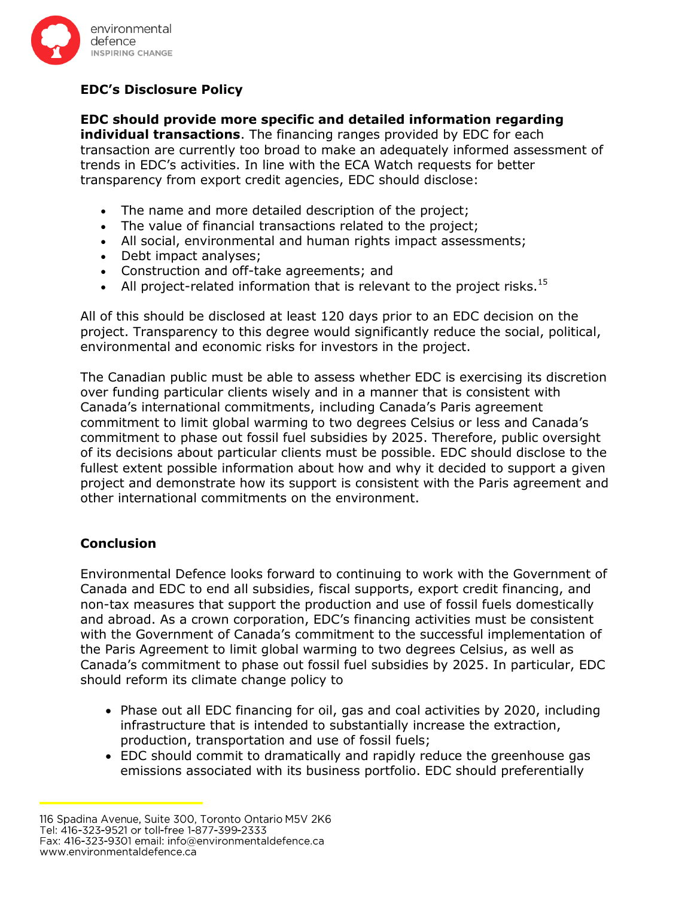### EDC's Disclosure Policy

**EDC should provide more specific and detailed information regarding individual transactions**. The financing ranges provided by EDC for each transaction are currently too broad to make an adequately informed assessment of trends in EDC's activities. In line with the ECA Watch requests for better transparency from export credit agencies, EDC should disclose:

- The name and more detailed description of the project;
- The value of financial transactions related to the project;
- All social, environmental and human rights impact assessments;
- Debt impact analyses;
- Construction and off-take agreements; and
- All project-related information that is relevant to the project risks.[15]

All of this should be disclosed at least 120 days prior to an EDC decision on the project. Transparency to this degree would significantly reduce the social, political, environmental and economic risks for investors in the project.

The Canadian public must be able to assess whether EDC is exercising its discretion over funding particular clients wisely and in a manner that is consistent with Canada's international commitments, including Canada's Paris agreement commitment to limit global warming to two degrees Celsius or less and Canada's commitment to phase out fossil fuel subsidies by 2025. Therefore, public oversight of its decisions about particular clients must be possible. EDC should disclose to the fullest extent possible information about how and why it decided to support a given project and demonstrate how its support is consistent with the Paris agreement and other international commitments on the environment.

### Conclusion

Environmental Defence looks forward to continuing to work with the Government of Canada and EDC to end all subsidies, fiscal supports, export credit financing, and non-tax measures that support the production and use of fossil fuels domestically and abroad. As a crown corporation, EDC's financing activities must be consistent with the Government of Canada's commitment to the successful implementation of the Paris Agreement to limit global warming to two degrees Celsius, as well as Canada's commitment to phase out fossil fuel subsidies by 2025. In particular, EDC should reform its climate change policy to

- Phase out all EDC financing for oil, gas and coal activities by 2020, including infrastructure that is intended to substantially increase the extraction, production, transportation and use of fossil fuels;
- EDC should commit to dramatically and rapidly reduce the greenhouse gas emissions associated with its business portfolio. EDC should preferentially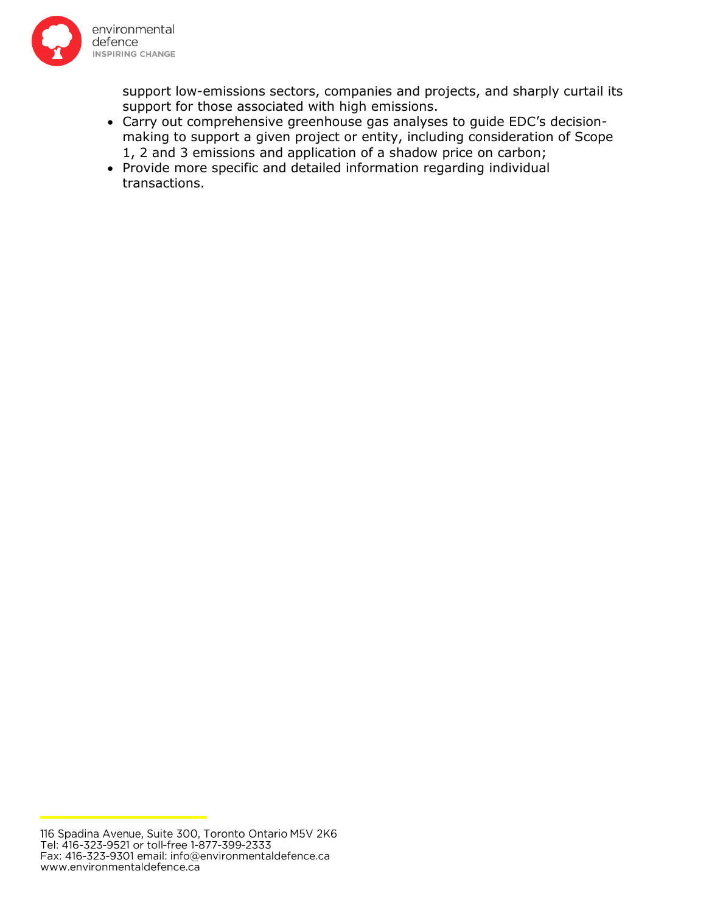support low-emissions sectors, companies and projects, and sharply curtail its support for those associated with high emissions.

- Carry out comprehensive greenhouse gas analyses to guide EDC's decision-making to support a given project or entity, including consideration of Scope 1, 2 and 3 emissions and application of a shadow price on carbon;
- Provide more specific and detailed information regarding individual transactions.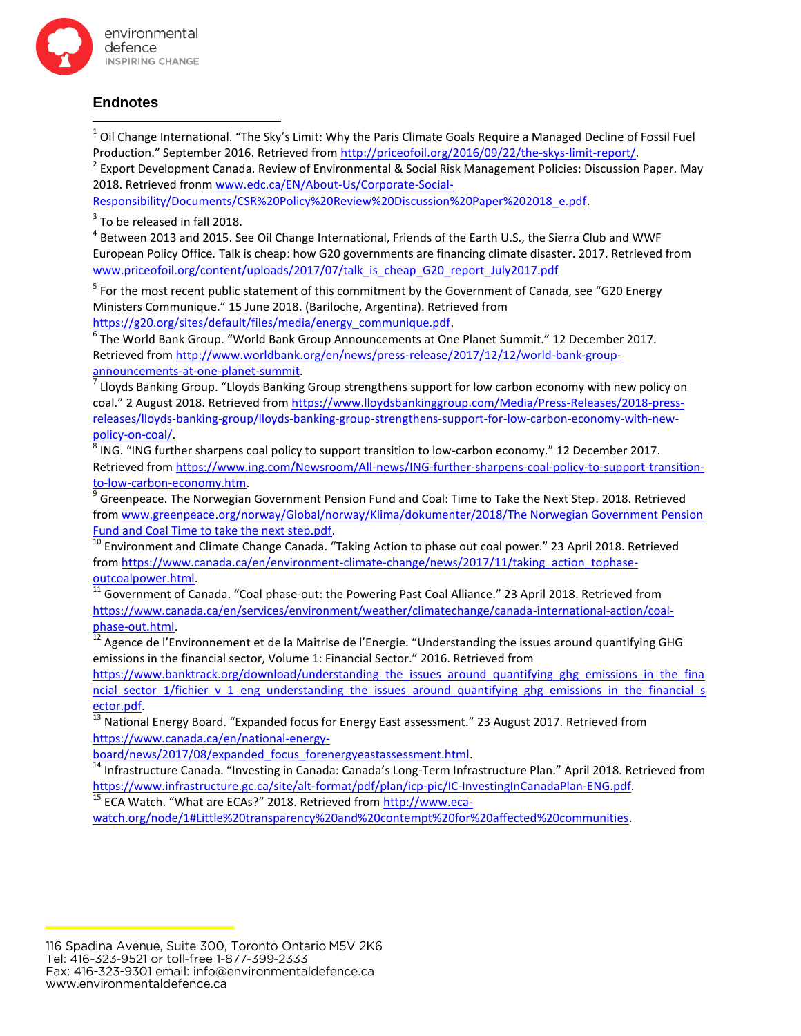## Endnotes

[1] Oil Change International. "The Sky's Limit: Why the Paris Climate Goals Require a Managed Decline of Fossil Fuel Production." September 2016. Retrieved from http://priceofoil.org/2016/09/22/the-skys-limit-report/.

[2] Export Development Canada. Review of Environmental & Social Risk Management Policies: Discussion Paper. May 2018. Retrieved fronm www.edc.ca/EN/About-Us/Corporate-Social-Responsibility/Documents/CSR%20Policy%20Review%20Discussion%20Paper%202018_e.pdf.

[3] To be released in fall 2018.

[4] Between 2013 and 2015. See Oil Change International, Friends of the Earth U.S., the Sierra Club and WWF European Policy Office. Talk is cheap: how G20 governments are financing climate disaster. 2017. Retrieved from www.priceofoil.org/content/uploads/2017/07/talk_is_cheap_G20_report_July2017.pdf

[5] For the most recent public statement of this commitment by the Government of Canada, see "G20 Energy Ministers Communique." 15 June 2018. (Bariloche, Argentina). Retrieved from https://g20.org/sites/default/files/media/energy_communique.pdf.

[6] The World Bank Group. "World Bank Group Announcements at One Planet Summit." 12 December 2017. Retrieved from http://www.worldbank.org/en/news/press-release/2017/12/12/world-bank-group-announcements-at-one-planet-summit.

[7] Lloyds Banking Group. "Lloyds Banking Group strengthens support for low carbon economy with new policy on coal." 2 August 2018. Retrieved from https://www.lloydsbankinggroup.com/Media/Press-Releases/2018-press-releases/lloyds-banking-group/lloyds-banking-group-strengthens-support-for-low-carbon-economy-with-new-policy-on-coal/.

[8] ING. "ING further sharpens coal policy to support transition to low-carbon economy." 12 December 2017. Retrieved from https://www.ing.com/Newsroom/All-news/ING-further-sharpens-coal-policy-to-support-transition-to-low-carbon-economy.htm.

[9] Greenpeace. The Norwegian Government Pension Fund and Coal: Time to Take the Next Step. 2018. Retrieved from www.greenpeace.org/norway/Global/norway/Klima/dokumenter/2018/The Norwegian Government Pension Fund and Coal Time to take the next step.pdf.

[10] Environment and Climate Change Canada. "Taking Action to phase out coal power." 23 April 2018. Retrieved from https://www.canada.ca/en/environment-climate-change/news/2017/11/taking_action_tophase-outcoalpower.html.

[11] Government of Canada. "Coal phase-out: the Powering Past Coal Alliance." 23 April 2018. Retrieved from https://www.canada.ca/en/services/environment/weather/climatechange/canada-international-action/coal-phase-out.html.

[12] Agence de l'Environnement et de la Maitrise de l'Energie. "Understanding the issues around quantifying GHG emissions in the financial sector, Volume 1: Financial Sector." 2016. Retrieved from https://www.banktrack.org/download/understanding_the_issues_around_quantifying_ghg_emissions_in_the_financial_sector_1/fichier_v_1_eng_understanding_the_issues_around_quantifying_ghg_emissions_in_the_financial_sector.pdf.

[13] National Energy Board. "Expanded focus for Energy East assessment." 23 August 2017. Retrieved from https://www.canada.ca/en/national-energy-board/news/2017/08/expanded_focus_forenergyeastassessment.html.

[14] Infrastructure Canada. "Investing in Canada: Canada's Long-Term Infrastructure Plan." April 2018. Retrieved from https://www.infrastructure.gc.ca/site/alt-format/pdf/plan/icp-pic/IC-InvestingInCanadaPlan-ENG.pdf.

[15] ECA Watch. "What are ECAs?" 2018. Retrieved from http://www.eca-watch.org/node/1#Little%20transparency%20and%20contempt%20for%20affected%20communities.